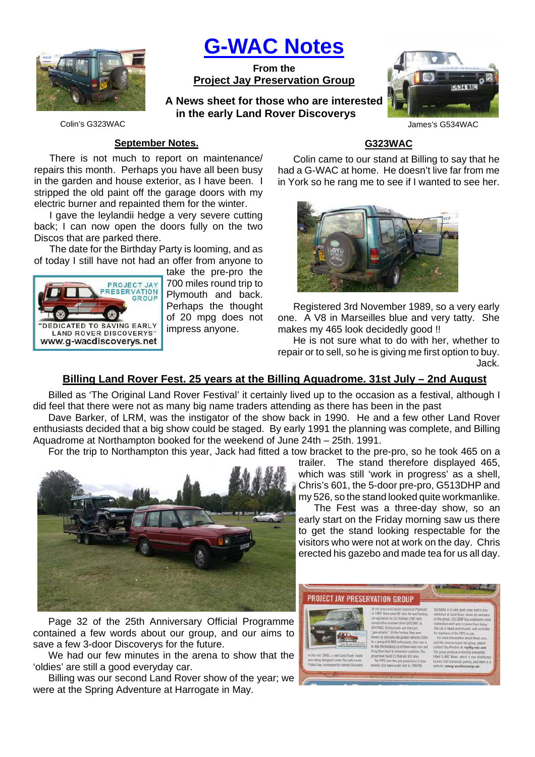# G-WAC Notes

**From the**
**Project Jay Preservation Group**

**A News sheet for those who are interested in the early Land Rover Discoverys**

Colin's G323WAC

James's G534WAC

## September Notes.

There is not much to report on maintenance/ repairs this month. Perhaps you have all been busy in the garden and house exterior, as I have been. I stripped the old paint off the garage doors with my electric burner and repainted them for the winter.

I gave the leylandii hedge a very severe cutting back; I can now open the doors fully on the two Discos that are parked there.

The date for the Birthday Party is looming, and as of today I still have not had an offer from anyone to take the pre-pro the 700 miles round trip to Plymouth and back. Perhaps the thought of 20 mpg does not impress anyone.

PROJECT JAY PRESERVATION GROUP
"DEDICATED TO SAVING EARLY LAND ROVER DISCOVERYS"
www.g-wacdiscoverys.net

## G323WAC

Colin came to our stand at Billing to say that he had a G-WAC at home. He doesn't live far from me in York so he rang me to see if I wanted to see her.

Registered 3rd November 1989, so a very early one. A V8 in Marseilles blue and very tatty. She makes my 465 look decidedly good !!

He is not sure what to do with her, whether to repair or to sell, so he is giving me first option to buy.

Jack.

## Billing Land Rover Fest. 25 years at the Billing Aquadrome. 31st July – 2nd August

Billed as 'The Original Land Rover Festival' it certainly lived up to the occasion as a festival, although I did feel that there were not as many big name traders attending as there has been in the past

Dave Barker, of LRM, was the instigator of the show back in 1990. He and a few other Land Rover enthusiasts decided that a big show could be staged. By early 1991 the planning was complete, and Billing Aquadrome at Northampton booked for the weekend of June 24th – 25th. 1991.

For the trip to Northampton this year, Jack had fitted a tow bracket to the pre-pro, so he took 465 on a trailer. The stand therefore displayed 465, which was still 'work in progress' as a shell, Chris's 601, the 5-door pre-pro, G513DHP and my 526, so the stand looked quite workmanlike.

The Fest was a three-day show, so an early start on the Friday morning saw us there to get the stand looking respectable for the visitors who were not at work on the day. Chris erected his gazebo and made tea for us all day.

Page 32 of the 25th Anniversary Official Programme contained a few words about our group, and our aims to save a few 3-door Discoverys for the future.

We had our few minutes in the arena to show that the 'oldies' are still a good everyday car.

Billing was our second Land Rover show of the year; we were at the Spring Adventure at Harrogate in May.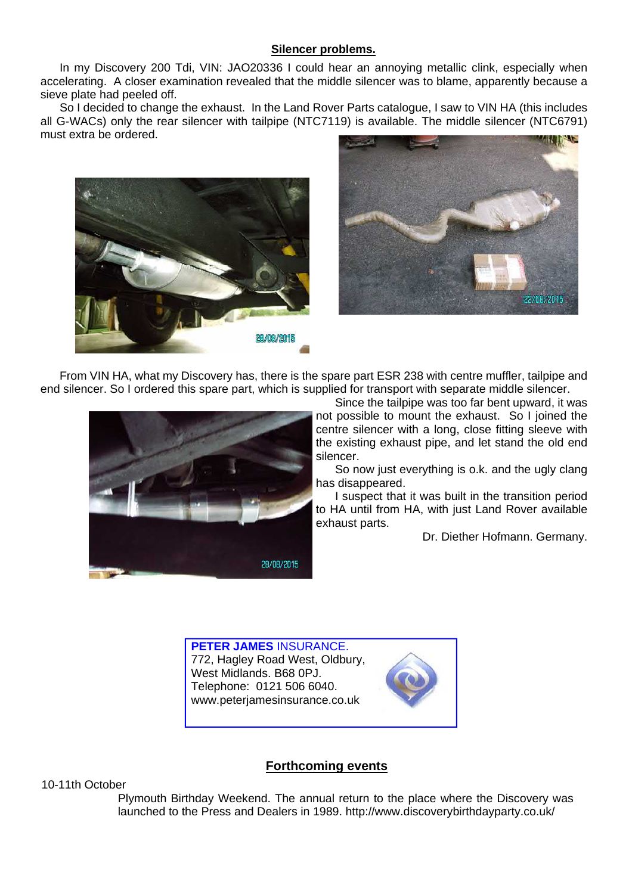## Silencer problems.

In my Discovery 200 Tdi, VIN: JAO20336 I could hear an annoying metallic clink, especially when accelerating. A closer examination revealed that the middle silencer was to blame, apparently because a sieve plate had peeled off.

So I decided to change the exhaust. In the Land Rover Parts catalogue, I saw to VIN HA (this includes all G-WACs) only the rear silencer with tailpipe (NTC7119) is available. The middle silencer (NTC6791) must extra be ordered.

From VIN HA, what my Discovery has, there is the spare part ESR 238 with centre muffler, tailpipe and end silencer. So I ordered this spare part, which is supplied for transport with separate middle silencer.

Since the tailpipe was too far bent upward, it was not possible to mount the exhaust. So I joined the centre silencer with a long, close fitting sleeve with the existing exhaust pipe, and let stand the old end silencer.

So now just everything is o.k. and the ugly clang has disappeared.

I suspect that it was built in the transition period to HA until from HA, with just Land Rover available exhaust parts.

Dr. Diether Hofmann. Germany.

**PETER JAMES** INSURANCE.
772, Hagley Road West, Oldbury,
West Midlands. B68 0PJ.
Telephone: 0121 506 6040.
www.peterjamesinsurance.co.uk

## Forthcoming events

10-11th October

Plymouth Birthday Weekend. The annual return to the place where the Discovery was launched to the Press and Dealers in 1989. http://www.discoverybirthdayparty.co.uk/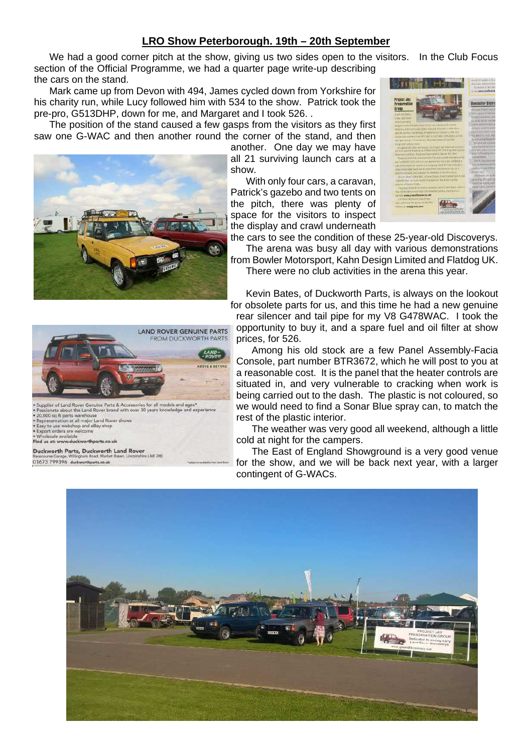## LRO Show Peterborough. 19th – 20th September

We had a good corner pitch at the show, giving us two sides open to the visitors. In the Club Focus section of the Official Programme, we had a quarter page write-up describing the cars on the stand.

Mark came up from Devon with 494, James cycled down from Yorkshire for his charity run, while Lucy followed him with 534 to the show. Patrick took the pre-pro, G513DHP, down for me, and Margaret and I took 526. .

The position of the stand caused a few gasps from the visitors as they first saw one G-WAC and then another round the corner of the stand, and then another. One day we may have all 21 surviving launch cars at a show.

With only four cars, a caravan, Patrick's gazebo and two tents on the pitch, there was plenty of space for the visitors to inspect the display and crawl underneath the cars to see the condition of these 25-year-old Discoverys.

The arena was busy all day with various demonstrations from Bowler Motorsport, Kahn Design Limited and Flatdog UK.

There were no club activities in the arena this year.

Kevin Bates, of Duckworth Parts, is always on the lookout for obsolete parts for us, and this time he had a new genuine rear silencer and tail pipe for my V8 G478WAC. I took the opportunity to buy it, and a spare fuel and oil filter at show prices, for 526.

Among his old stock are a few Panel Assembly-Facia Console, part number BTR3672, which he will post to you at a reasonable cost. It is the panel that the heater controls are situated in, and very vulnerable to cracking when work is being carried out to the dash. The plastic is not coloured, so we would need to find a Sonar Blue spray can, to match the rest of the plastic interior.

The weather was very good all weekend, although a little cold at night for the campers.

The East of England Showground is a very good venue for the show, and we will be back next year, with a larger contingent of G-WACs.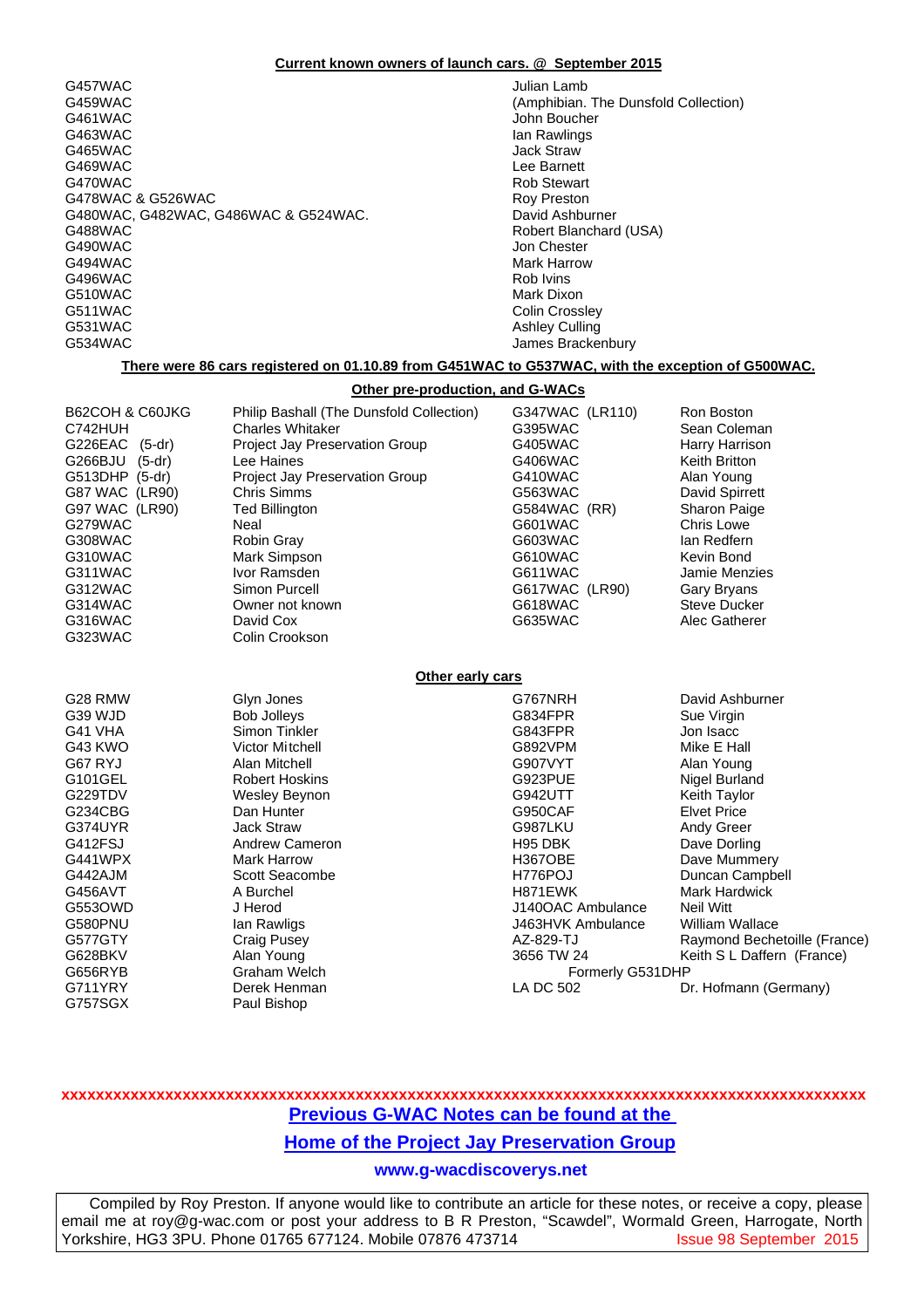**Current known owners of launch cars. @ September 2015**

| | |
|---|---|
| G457WAC | Julian Lamb |
| G459WAC | (Amphibian. The Dunsfold Collection) |
| G461WAC | John Boucher |
| G463WAC | Ian Rawlings |
| G465WAC | Jack Straw |
| G469WAC | Lee Barnett |
| G470WAC | Rob Stewart |
| G478WAC & G526WAC | Roy Preston |
| G480WAC, G482WAC, G486WAC & G524WAC. | David Ashburner |
| G488WAC | Robert Blanchard (USA) |
| G490WAC | Jon Chester |
| G494WAC | Mark Harrow |
| G496WAC | Rob Ivins |
| G510WAC | Mark Dixon |
| G511WAC | Colin Crossley |
| G531WAC | Ashley Culling |
| G534WAC | James Brackenbury |

**There were 86 cars registered on 01.10.89 from G451WAC to G537WAC, with the exception of G500WAC.**

**Other pre-production, and G-WACs**

| | | | |
|---|---|---|---|
| B62COH & C60JKG | Philip Bashall (The Dunsfold Collection) | G347WAC (LR110) | Ron Boston |
| C742HUH | Charles Whitaker | G395WAC | Sean Coleman |
| G226EAC (5-dr) | Project Jay Preservation Group | G405WAC | Harry Harrison |
| G266BJU (5-dr) | Lee Haines | G406WAC | Keith Britton |
| G513DHP (5-dr) | Project Jay Preservation Group | G410WAC | Alan Young |
| G87 WAC (LR90) | Chris Simms | G563WAC | David Spirrett |
| G97 WAC (LR90) | Ted Billington | G584WAC (RR) | Sharon Paige |
| G279WAC | Neal | G601WAC | Chris Lowe |
| G308WAC | Robin Gray | G603WAC | Ian Redfern |
| G310WAC | Mark Simpson | G610WAC | Kevin Bond |
| G311WAC | Ivor Ramsden | G611WAC | Jamie Menzies |
| G312WAC | Simon Purcell | G617WAC (LR90) | Gary Bryans |
| G314WAC | Owner not known | G618WAC | Steve Ducker |
| G316WAC | David Cox | G635WAC | Alec Gatherer |
| G323WAC | Colin Crookson | | |

**Other early cars**

| | | | |
|---|---|---|---|
| G28 RMW | Glyn Jones | G767NRH | David Ashburner |
| G39 WJD | Bob Jolleys | G834FPR | Sue Virgin |
| G41 VHA | Simon Tinkler | G843FPR | Jon Isacc |
| G43 KWO | Victor Mitchell | G892VPM | Mike E Hall |
| G67 RYJ | Alan Mitchell | G907VYT | Alan Young |
| G101GEL | Robert Hoskins | G923PUE | Nigel Burland |
| G229TDV | Wesley Beynon | G942UTT | Keith Taylor |
| G234CBG | Dan Hunter | G950CAF | Elvet Price |
| G374UYR | Jack Straw | G987LKU | Andy Greer |
| G412FSJ | Andrew Cameron | H95 DBK | Dave Dorling |
| G441WPX | Mark Harrow | H367OBE | Dave Mummery |
| G442AJM | Scott Seacombe | H776POJ | Duncan Campbell |
| G456AVT | A Burchel | H871EWK | Mark Hardwick |
| G553OWD | J Herod | J140OAC Ambulance | Neil Witt |
| G580PNU | Ian Rawligs | J463HVK Ambulance | William Wallace |
| G577GTY | Craig Pusey | AZ-829-TJ | Raymond Bechetoille (France) |
| G628BKV | Alan Young | 3656 TW 24 | Keith S L Daffern (France) |
| G656RYB | Graham Welch | Formerly G531DHP | |
| G711YRY | Derek Henman | LA DC 502 | Dr. Hofmann (Germany) |
| G757SGX | Paul Bishop | | |

xxxxxxxxxxxxxxxxxxxxxxxxxxxxxxxxxxxxxxxxxxxxxxxxxxxxxxxxxxxxxxxxxxxxxxxxxxxxxxxxxxxxxxxxxxxxxx

**Previous G-WAC Notes can be found at the**

**Home of the Project Jay Preservation Group**

**www.g-wacdiscoverys.net**

Compiled by Roy Preston. If anyone would like to contribute an article for these notes, or receive a copy, please email me at roy@g-wac.com or post your address to B R Preston, "Scawdel", Wormald Green, Harrogate, North Yorkshire, HG3 3PU. Phone 01765 677124. Mobile 07876 473714 Issue 98 September 2015